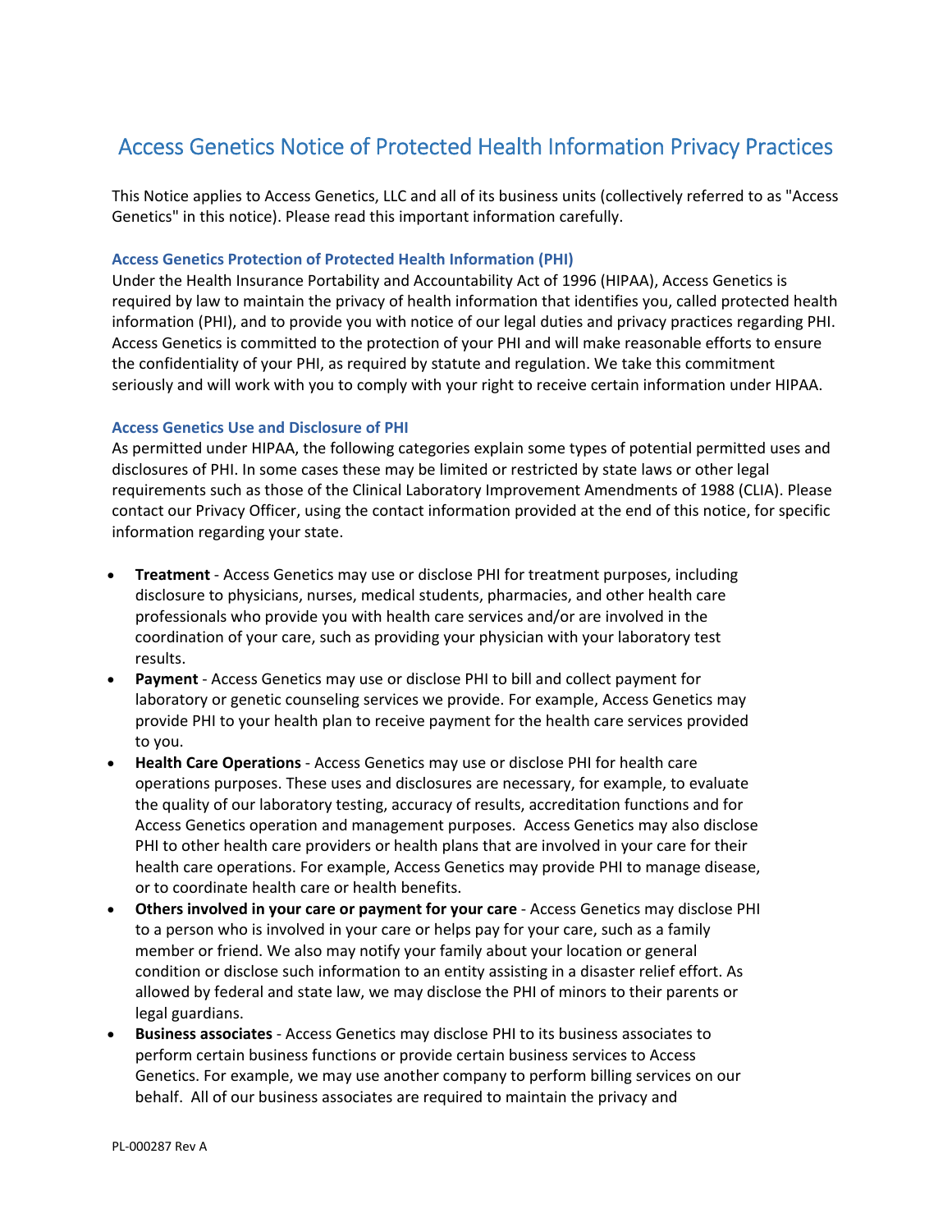# Access Genetics Notice of Protected Health Information Privacy Practices

This Notice applies to Access Genetics, LLC and all of its business units (collectively referred to as "Access Genetics" in this notice). Please read this important information carefully.

### Access Genetics Protection of Protected Health Information (PHI)

Under the Health Insurance Portability and Accountability Act of 1996 (HIPAA), Access Genetics is required by law to maintain the privacy of health information that identifies you, called protected health information (PHI), and to provide you with notice of our legal duties and privacy practices regarding PHI. Access Genetics is committed to the protection of your PHI and will make reasonable efforts to ensure the confidentiality of your PHI, as required by statute and regulation. We take this commitment seriously and will work with you to comply with your right to receive certain information under HIPAA.

### Access Genetics Use and Disclosure of PHI

As permitted under HIPAA, the following categories explain some types of potential permitted uses and disclosures of PHI. In some cases these may be limited or restricted by state laws or other legal requirements such as those of the Clinical Laboratory Improvement Amendments of 1988 (CLIA). Please contact our Privacy Officer, using the contact information provided at the end of this notice, for specific information regarding your state.

- **Treatment** - Access Genetics may use or disclose PHI for treatment purposes, including disclosure to physicians, nurses, medical students, pharmacies, and other health care professionals who provide you with health care services and/or are involved in the coordination of your care, such as providing your physician with your laboratory test results.
- **Payment** - Access Genetics may use or disclose PHI to bill and collect payment for laboratory or genetic counseling services we provide. For example, Access Genetics may provide PHI to your health plan to receive payment for the health care services provided to you.
- **Health Care Operations** - Access Genetics may use or disclose PHI for health care operations purposes. These uses and disclosures are necessary, for example, to evaluate the quality of our laboratory testing, accuracy of results, accreditation functions and for Access Genetics operation and management purposes. Access Genetics may also disclose PHI to other health care providers or health plans that are involved in your care for their health care operations. For example, Access Genetics may provide PHI to manage disease, or to coordinate health care or health benefits.
- **Others involved in your care or payment for your care** - Access Genetics may disclose PHI to a person who is involved in your care or helps pay for your care, such as a family member or friend. We also may notify your family about your location or general condition or disclose such information to an entity assisting in a disaster relief effort. As allowed by federal and state law, we may disclose the PHI of minors to their parents or legal guardians.
- **Business associates** - Access Genetics may disclose PHI to its business associates to perform certain business functions or provide certain business services to Access Genetics. For example, we may use another company to perform billing services on our behalf. All of our business associates are required to maintain the privacy and

PL-000287 Rev A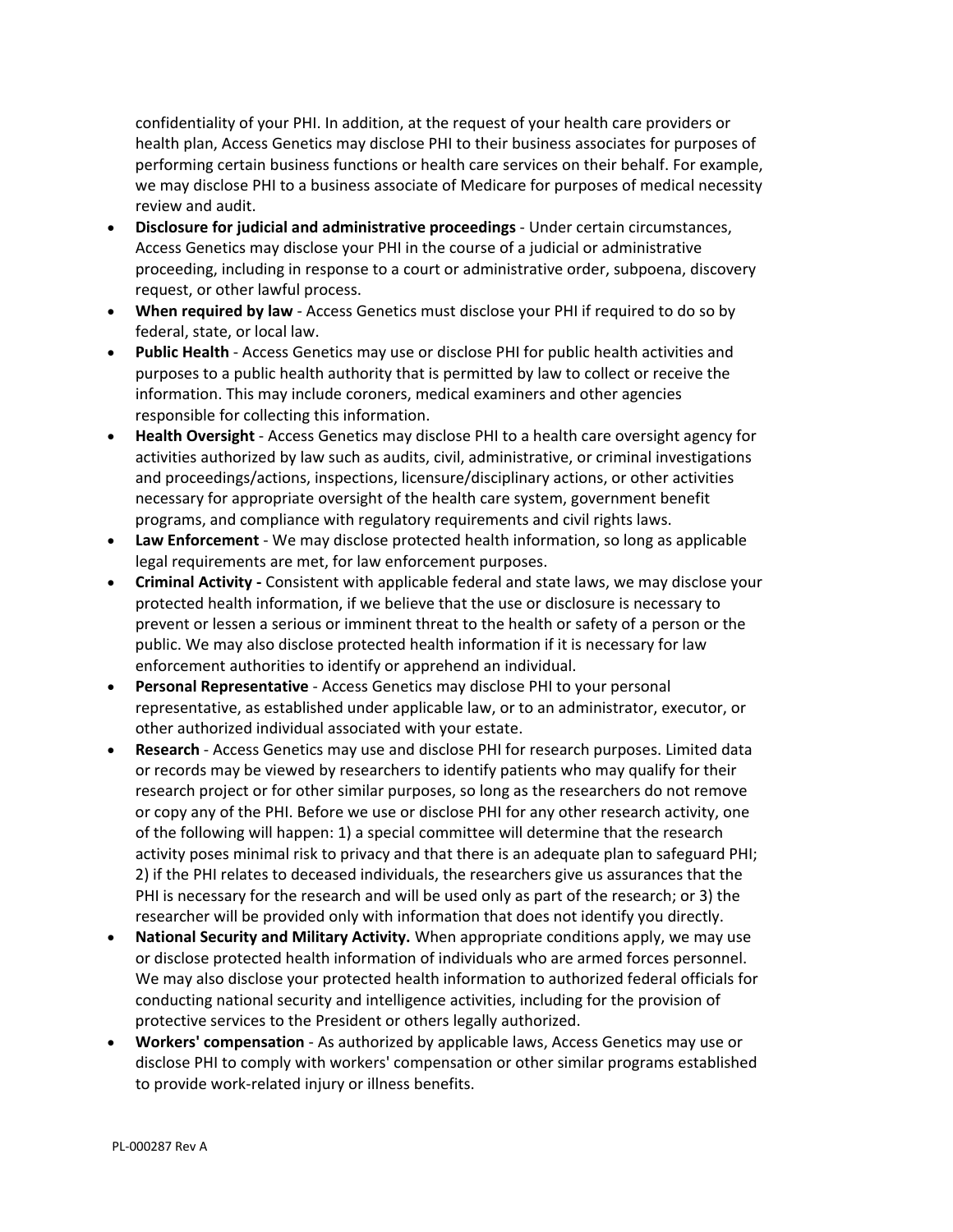confidentiality of your PHI. In addition, at the request of your health care providers or health plan, Access Genetics may disclose PHI to their business associates for purposes of performing certain business functions or health care services on their behalf. For example, we may disclose PHI to a business associate of Medicare for purposes of medical necessity review and audit.

- **Disclosure for judicial and administrative proceedings** - Under certain circumstances, Access Genetics may disclose your PHI in the course of a judicial or administrative proceeding, including in response to a court or administrative order, subpoena, discovery request, or other lawful process.
- **When required by law** - Access Genetics must disclose your PHI if required to do so by federal, state, or local law.
- **Public Health** - Access Genetics may use or disclose PHI for public health activities and purposes to a public health authority that is permitted by law to collect or receive the information. This may include coroners, medical examiners and other agencies responsible for collecting this information.
- **Health Oversight** - Access Genetics may disclose PHI to a health care oversight agency for activities authorized by law such as audits, civil, administrative, or criminal investigations and proceedings/actions, inspections, licensure/disciplinary actions, or other activities necessary for appropriate oversight of the health care system, government benefit programs, and compliance with regulatory requirements and civil rights laws.
- **Law Enforcement** - We may disclose protected health information, so long as applicable legal requirements are met, for law enforcement purposes.
- **Criminal Activity -** Consistent with applicable federal and state laws, we may disclose your protected health information, if we believe that the use or disclosure is necessary to prevent or lessen a serious or imminent threat to the health or safety of a person or the public. We may also disclose protected health information if it is necessary for law enforcement authorities to identify or apprehend an individual.
- **Personal Representative** - Access Genetics may disclose PHI to your personal representative, as established under applicable law, or to an administrator, executor, or other authorized individual associated with your estate.
- **Research** - Access Genetics may use and disclose PHI for research purposes. Limited data or records may be viewed by researchers to identify patients who may qualify for their research project or for other similar purposes, so long as the researchers do not remove or copy any of the PHI. Before we use or disclose PHI for any other research activity, one of the following will happen: 1) a special committee will determine that the research activity poses minimal risk to privacy and that there is an adequate plan to safeguard PHI; 2) if the PHI relates to deceased individuals, the researchers give us assurances that the PHI is necessary for the research and will be used only as part of the research; or 3) the researcher will be provided only with information that does not identify you directly.
- **National Security and Military Activity.** When appropriate conditions apply, we may use or disclose protected health information of individuals who are armed forces personnel. We may also disclose your protected health information to authorized federal officials for conducting national security and intelligence activities, including for the provision of protective services to the President or others legally authorized.
- **Workers' compensation** - As authorized by applicable laws, Access Genetics may use or disclose PHI to comply with workers' compensation or other similar programs established to provide work-related injury or illness benefits.

PL-000287 Rev A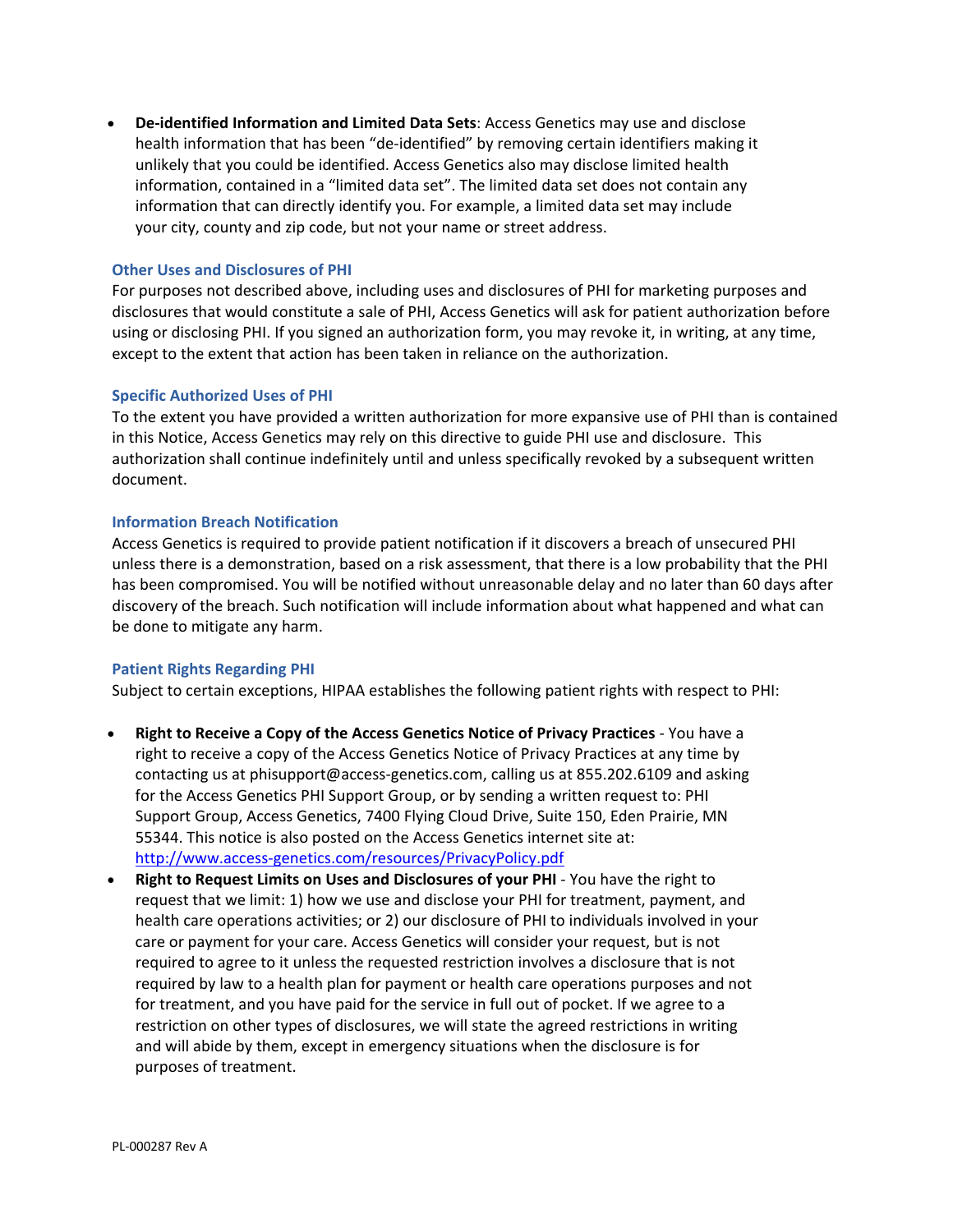- **De-identified Information and Limited Data Sets**: Access Genetics may use and disclose health information that has been "de-identified" by removing certain identifiers making it unlikely that you could be identified. Access Genetics also may disclose limited health information, contained in a "limited data set". The limited data set does not contain any information that can directly identify you. For example, a limited data set may include your city, county and zip code, but not your name or street address.

### Other Uses and Disclosures of PHI

For purposes not described above, including uses and disclosures of PHI for marketing purposes and disclosures that would constitute a sale of PHI, Access Genetics will ask for patient authorization before using or disclosing PHI. If you signed an authorization form, you may revoke it, in writing, at any time, except to the extent that action has been taken in reliance on the authorization.

### Specific Authorized Uses of PHI

To the extent you have provided a written authorization for more expansive use of PHI than is contained in this Notice, Access Genetics may rely on this directive to guide PHI use and disclosure. This authorization shall continue indefinitely until and unless specifically revoked by a subsequent written document.

### Information Breach Notification

Access Genetics is required to provide patient notification if it discovers a breach of unsecured PHI unless there is a demonstration, based on a risk assessment, that there is a low probability that the PHI has been compromised. You will be notified without unreasonable delay and no later than 60 days after discovery of the breach. Such notification will include information about what happened and what can be done to mitigate any harm.

### Patient Rights Regarding PHI

Subject to certain exceptions, HIPAA establishes the following patient rights with respect to PHI:

- **Right to Receive a Copy of the Access Genetics Notice of Privacy Practices** - You have a right to receive a copy of the Access Genetics Notice of Privacy Practices at any time by contacting us at phisupport@access-genetics.com, calling us at 855.202.6109 and asking for the Access Genetics PHI Support Group, or by sending a written request to: PHI Support Group, Access Genetics, 7400 Flying Cloud Drive, Suite 150, Eden Prairie, MN 55344. This notice is also posted on the Access Genetics internet site at: [http://www.access-genetics.com/resources/PrivacyPolicy.pdf](http://www.access-genetics.com/resources/PrivacyPolicy.pdf)
- **Right to Request Limits on Uses and Disclosures of your PHI** - You have the right to request that we limit: 1) how we use and disclose your PHI for treatment, payment, and health care operations activities; or 2) our disclosure of PHI to individuals involved in your care or payment for your care. Access Genetics will consider your request, but is not required to agree to it unless the requested restriction involves a disclosure that is not required by law to a health plan for payment or health care operations purposes and not for treatment, and you have paid for the service in full out of pocket. If we agree to a restriction on other types of disclosures, we will state the agreed restrictions in writing and will abide by them, except in emergency situations when the disclosure is for purposes of treatment.

PL-000287 Rev A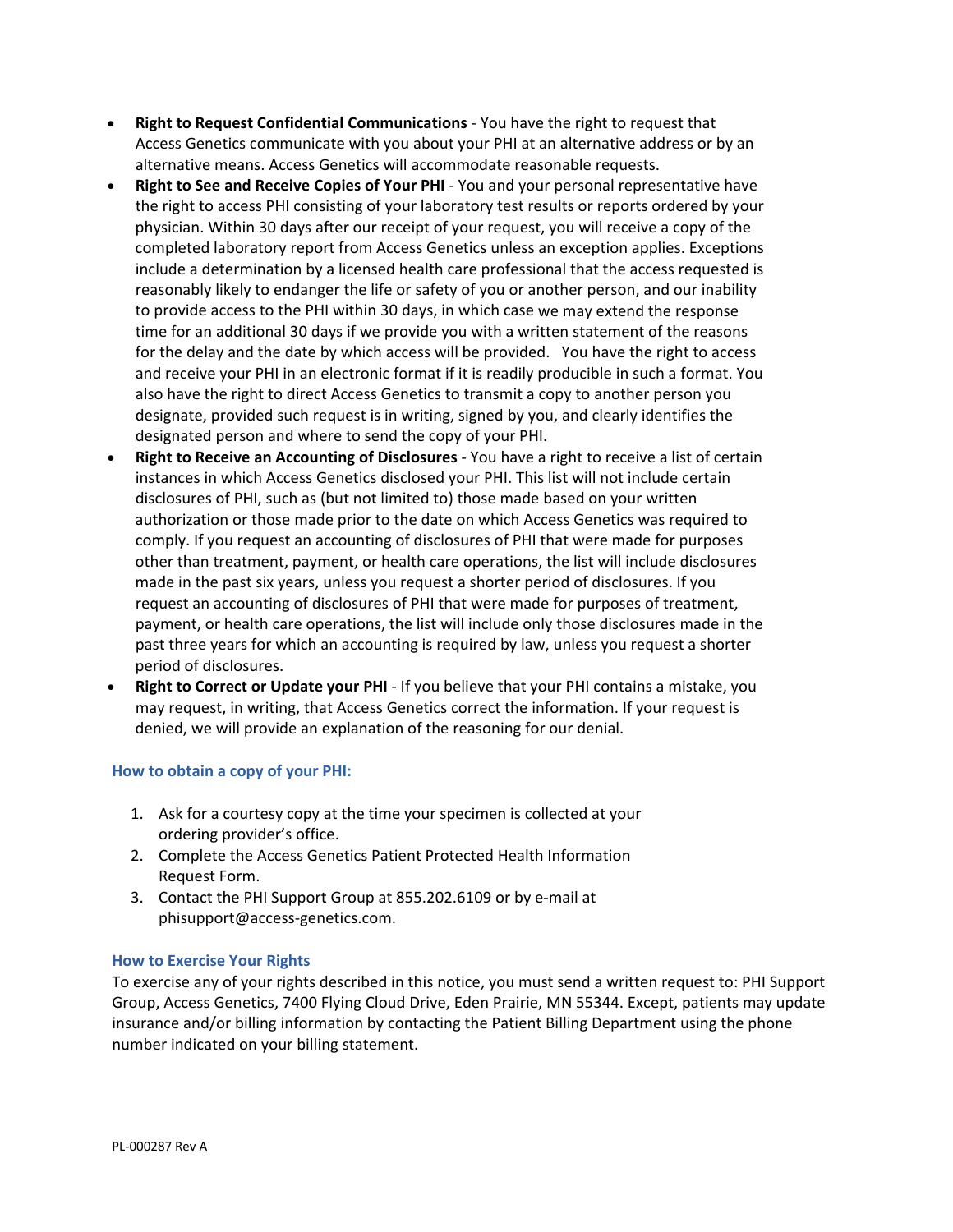- **Right to Request Confidential Communications** - You have the right to request that Access Genetics communicate with you about your PHI at an alternative address or by an alternative means. Access Genetics will accommodate reasonable requests.
- **Right to See and Receive Copies of Your PHI** - You and your personal representative have the right to access PHI consisting of your laboratory test results or reports ordered by your physician. Within 30 days after our receipt of your request, you will receive a copy of the completed laboratory report from Access Genetics unless an exception applies. Exceptions include a determination by a licensed health care professional that the access requested is reasonably likely to endanger the life or safety of you or another person, and our inability to provide access to the PHI within 30 days, in which case we may extend the response time for an additional 30 days if we provide you with a written statement of the reasons for the delay and the date by which access will be provided. You have the right to access and receive your PHI in an electronic format if it is readily producible in such a format. You also have the right to direct Access Genetics to transmit a copy to another person you designate, provided such request is in writing, signed by you, and clearly identifies the designated person and where to send the copy of your PHI.
- **Right to Receive an Accounting of Disclosures** - You have a right to receive a list of certain instances in which Access Genetics disclosed your PHI. This list will not include certain disclosures of PHI, such as (but not limited to) those made based on your written authorization or those made prior to the date on which Access Genetics was required to comply. If you request an accounting of disclosures of PHI that were made for purposes other than treatment, payment, or health care operations, the list will include disclosures made in the past six years, unless you request a shorter period of disclosures. If you request an accounting of disclosures of PHI that were made for purposes of treatment, payment, or health care operations, the list will include only those disclosures made in the past three years for which an accounting is required by law, unless you request a shorter period of disclosures.
- **Right to Correct or Update your PHI** - If you believe that your PHI contains a mistake, you may request, in writing, that Access Genetics correct the information. If your request is denied, we will provide an explanation of the reasoning for our denial.

### How to obtain a copy of your PHI:

1. Ask for a courtesy copy at the time your specimen is collected at your ordering provider's office.
2. Complete the Access Genetics Patient Protected Health Information Request Form.
3. Contact the PHI Support Group at 855.202.6109 or by e-mail at phisupport@access-genetics.com.

### How to Exercise Your Rights

To exercise any of your rights described in this notice, you must send a written request to: PHI Support Group, Access Genetics, 7400 Flying Cloud Drive, Eden Prairie, MN 55344. Except, patients may update insurance and/or billing information by contacting the Patient Billing Department using the phone number indicated on your billing statement.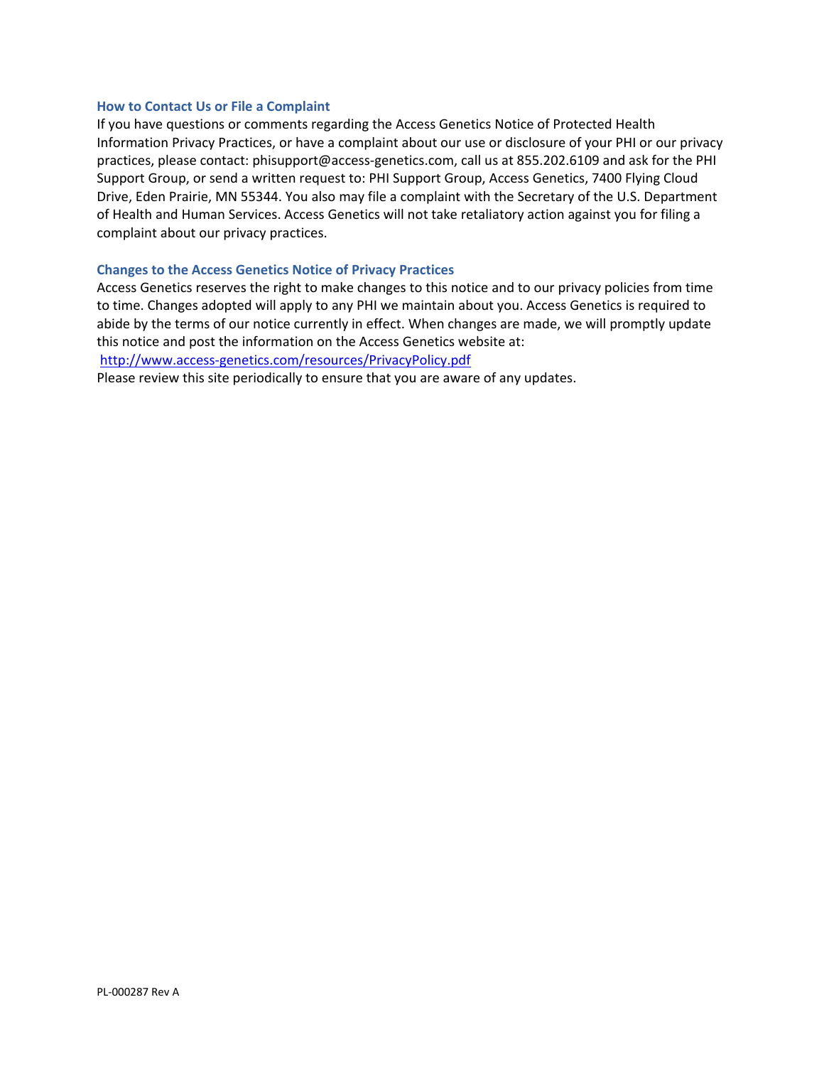### How to Contact Us or File a Complaint

If you have questions or comments regarding the Access Genetics Notice of Protected Health Information Privacy Practices, or have a complaint about our use or disclosure of your PHI or our privacy practices, please contact: phisupport@access-genetics.com, call us at 855.202.6109 and ask for the PHI Support Group, or send a written request to: PHI Support Group, Access Genetics, 7400 Flying Cloud Drive, Eden Prairie, MN 55344. You also may file a complaint with the Secretary of the U.S. Department of Health and Human Services. Access Genetics will not take retaliatory action against you for filing a complaint about our privacy practices.

### Changes to the Access Genetics Notice of Privacy Practices

Access Genetics reserves the right to make changes to this notice and to our privacy policies from time to time. Changes adopted will apply to any PHI we maintain about you. Access Genetics is required to abide by the terms of our notice currently in effect. When changes are made, we will promptly update this notice and post the information on the Access Genetics website at:
http://www.access-genetics.com/resources/PrivacyPolicy.pdf
Please review this site periodically to ensure that you are aware of any updates.

PL-000287 Rev A